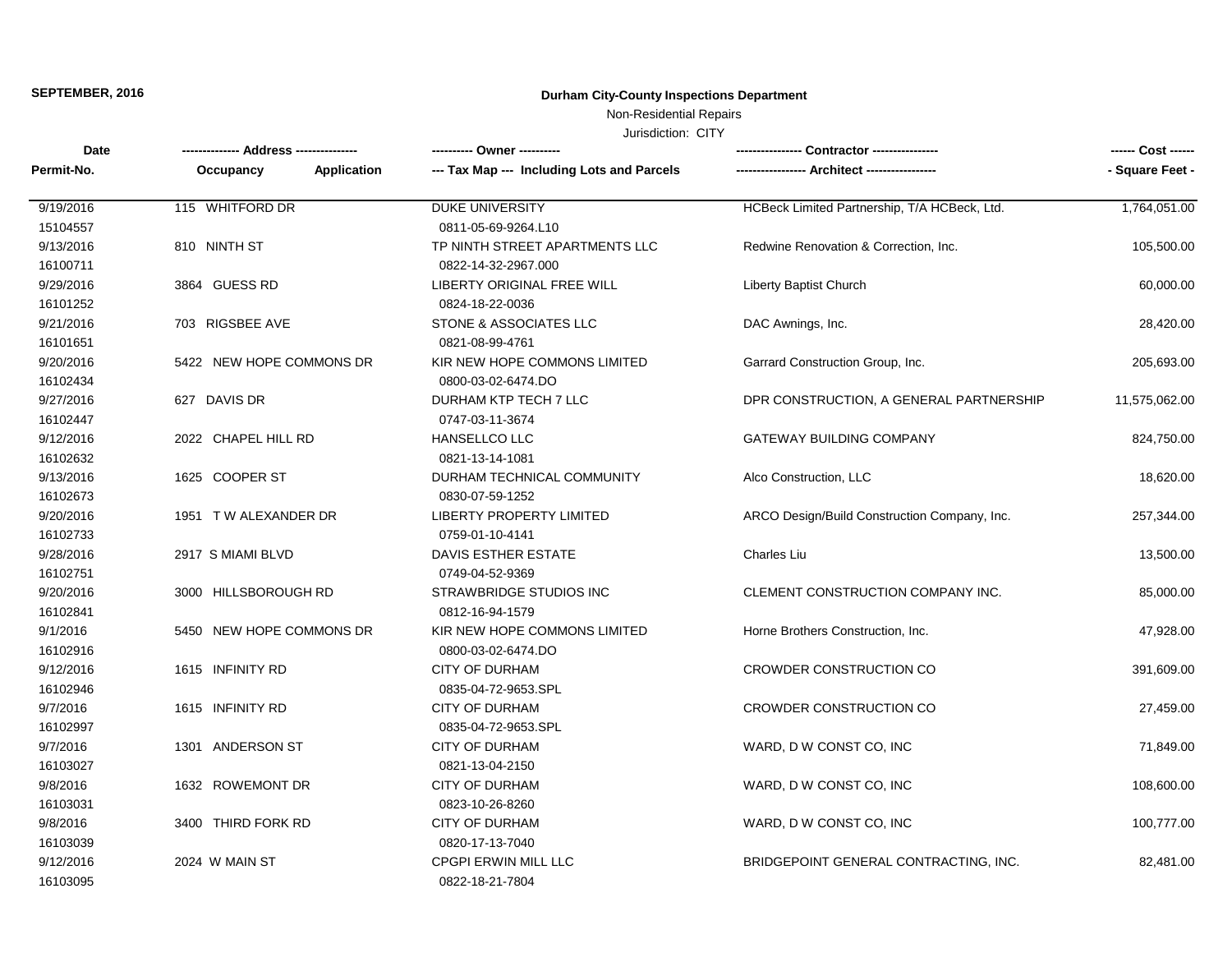**SEPTEMBER, 2016**

**Durham City-County Inspections Department**

Non-Residential Repairs

Jurisdiction: CITY

| Date<br>Permit-No. | ------------- Address ---------------<br>Occupancy Application | ---------- Owner ----------<br>--- Tax Map --- Including Lots and Parcels | ---------------- Contractor ----------------<br>----------------- Architect ----------------- | ------ Cost ------<br>- Square Feet - |
|---|---|---|---|---|
| 9/19/2016<br>15104557 | 115 WHITFORD DR | DUKE UNIVERSITY<br>0811-05-69-9264.L10 | HCBeck Limited Partnership, T/A HCBeck, Ltd. | 1,764,051.00 |
| 9/13/2016<br>16100711 | 810 NINTH ST | TP NINTH STREET APARTMENTS LLC<br>0822-14-32-2967.000 | Redwine Renovation & Correction, Inc. | 105,500.00 |
| 9/29/2016<br>16101252 | 3864 GUESS RD | LIBERTY ORIGINAL FREE WILL<br>0824-18-22-0036 | Liberty Baptist Church | 60,000.00 |
| 9/21/2016<br>16101651 | 703 RIGSBEE AVE | STONE & ASSOCIATES LLC<br>0821-08-99-4761 | DAC Awnings, Inc. | 28,420.00 |
| 9/20/2016<br>16102434 | 5422 NEW HOPE COMMONS DR | KIR NEW HOPE COMMONS LIMITED<br>0800-03-02-6474.DO | Garrard Construction Group, Inc. | 205,693.00 |
| 9/27/2016<br>16102447 | 627 DAVIS DR | DURHAM KTP TECH 7 LLC<br>0747-03-11-3674 | DPR CONSTRUCTION, A GENERAL PARTNERSHIP | 11,575,062.00 |
| 9/12/2016<br>16102632 | 2022 CHAPEL HILL RD | HANSELLCO LLC<br>0821-13-14-1081 | GATEWAY BUILDING COMPANY | 824,750.00 |
| 9/13/2016<br>16102673 | 1625 COOPER ST | DURHAM TECHNICAL COMMUNITY<br>0830-07-59-1252 | Alco Construction, LLC | 18,620.00 |
| 9/20/2016<br>16102733 | 1951 T W ALEXANDER DR | LIBERTY PROPERTY LIMITED<br>0759-01-10-4141 | ARCO Design/Build Construction Company, Inc. | 257,344.00 |
| 9/28/2016<br>16102751 | 2917 S MIAMI BLVD | DAVIS ESTHER ESTATE<br>0749-04-52-9369 | Charles Liu | 13,500.00 |
| 9/20/2016<br>16102841 | 3000 HILLSBOROUGH RD | STRAWBRIDGE STUDIOS INC<br>0812-16-94-1579 | CLEMENT CONSTRUCTION COMPANY INC. | 85,000.00 |
| 9/1/2016<br>16102916 | 5450 NEW HOPE COMMONS DR | KIR NEW HOPE COMMONS LIMITED<br>0800-03-02-6474.DO | Horne Brothers Construction, Inc. | 47,928.00 |
| 9/12/2016<br>16102946 | 1615 INFINITY RD | CITY OF DURHAM<br>0835-04-72-9653.SPL | CROWDER CONSTRUCTION CO | 391,609.00 |
| 9/7/2016<br>16102997 | 1615 INFINITY RD | CITY OF DURHAM<br>0835-04-72-9653.SPL | CROWDER CONSTRUCTION CO | 27,459.00 |
| 9/7/2016<br>16103027 | 1301 ANDERSON ST | CITY OF DURHAM<br>0821-13-04-2150 | WARD, D W CONST CO, INC | 71,849.00 |
| 9/8/2016<br>16103031 | 1632 ROWEMONT DR | CITY OF DURHAM<br>0823-10-26-8260 | WARD, D W CONST CO, INC | 108,600.00 |
| 9/8/2016<br>16103039 | 3400 THIRD FORK RD | CITY OF DURHAM<br>0820-17-13-7040 | WARD, D W CONST CO, INC | 100,777.00 |
| 9/12/2016<br>16103095 | 2024 W MAIN ST | CPGPI ERWIN MILL LLC<br>0822-18-21-7804 | BRIDGEPOINT GENERAL CONTRACTING, INC. | 82,481.00 |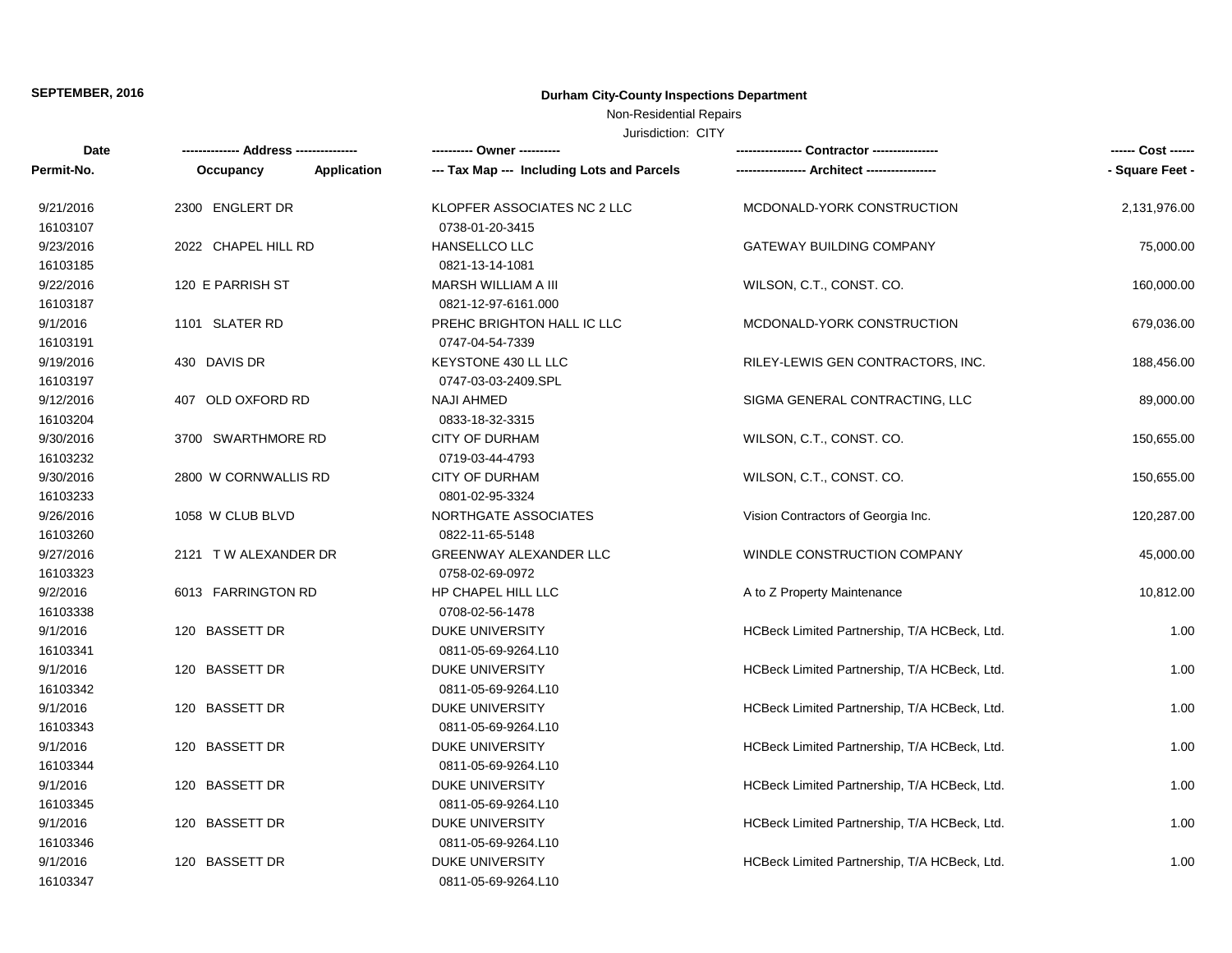**SEPTEMBER, 2016**

**Durham City-County Inspections Department**

Non-Residential Repairs

Jurisdiction: CITY

| Date / Permit-No. | Address / Occupancy Application | Owner / Tax Map --- Including Lots and Parcels | Contractor / Architect | Cost / Square Feet |
|---|---|---|---|---|
| 9/21/2016<br>16103107 | 2300 ENGLERT DR | KLOPFER ASSOCIATES NC 2 LLC<br>0738-01-20-3415 | MCDONALD-YORK CONSTRUCTION | 2,131,976.00 |
| 9/23/2016<br>16103185 | 2022 CHAPEL HILL RD | HANSELLCO LLC<br>0821-13-14-1081 | GATEWAY BUILDING COMPANY | 75,000.00 |
| 9/22/2016<br>16103187 | 120 E PARRISH ST | MARSH WILLIAM A III<br>0821-12-97-6161.000 | WILSON, C.T., CONST. CO. | 160,000.00 |
| 9/1/2016<br>16103191 | 1101 SLATER RD | PREHC BRIGHTON HALL IC LLC<br>0747-04-54-7339 | MCDONALD-YORK CONSTRUCTION | 679,036.00 |
| 9/19/2016<br>16103197 | 430 DAVIS DR | KEYSTONE 430 LL LLC<br>0747-03-03-2409.SPL | RILEY-LEWIS GEN CONTRACTORS, INC. | 188,456.00 |
| 9/12/2016<br>16103204 | 407 OLD OXFORD RD | NAJI AHMED<br>0833-18-32-3315 | SIGMA GENERAL CONTRACTING, LLC | 89,000.00 |
| 9/30/2016<br>16103232 | 3700 SWARTHMORE RD | CITY OF DURHAM<br>0719-03-44-4793 | WILSON, C.T., CONST. CO. | 150,655.00 |
| 9/30/2016<br>16103233 | 2800 W CORNWALLIS RD | CITY OF DURHAM<br>0801-02-95-3324 | WILSON, C.T., CONST. CO. | 150,655.00 |
| 9/26/2016<br>16103260 | 1058 W CLUB BLVD | NORTHGATE ASSOCIATES<br>0822-11-65-5148 | Vision Contractors of Georgia Inc. | 120,287.00 |
| 9/27/2016<br>16103323 | 2121 T W ALEXANDER DR | GREENWAY ALEXANDER LLC<br>0758-02-69-0972 | WINDLE CONSTRUCTION COMPANY | 45,000.00 |
| 9/2/2016<br>16103338 | 6013 FARRINGTON RD | HP CHAPEL HILL LLC<br>0708-02-56-1478 | A to Z Property Maintenance | 10,812.00 |
| 9/1/2016<br>16103341 | 120 BASSETT DR | DUKE UNIVERSITY<br>0811-05-69-9264.L10 | HCBeck Limited Partnership, T/A HCBeck, Ltd. | 1.00 |
| 9/1/2016<br>16103342 | 120 BASSETT DR | DUKE UNIVERSITY<br>0811-05-69-9264.L10 | HCBeck Limited Partnership, T/A HCBeck, Ltd. | 1.00 |
| 9/1/2016<br>16103343 | 120 BASSETT DR | DUKE UNIVERSITY<br>0811-05-69-9264.L10 | HCBeck Limited Partnership, T/A HCBeck, Ltd. | 1.00 |
| 9/1/2016<br>16103344 | 120 BASSETT DR | DUKE UNIVERSITY<br>0811-05-69-9264.L10 | HCBeck Limited Partnership, T/A HCBeck, Ltd. | 1.00 |
| 9/1/2016<br>16103345 | 120 BASSETT DR | DUKE UNIVERSITY<br>0811-05-69-9264.L10 | HCBeck Limited Partnership, T/A HCBeck, Ltd. | 1.00 |
| 9/1/2016<br>16103346 | 120 BASSETT DR | DUKE UNIVERSITY<br>0811-05-69-9264.L10 | HCBeck Limited Partnership, T/A HCBeck, Ltd. | 1.00 |
| 9/1/2016<br>16103347 | 120 BASSETT DR | DUKE UNIVERSITY<br>0811-05-69-9264.L10 | HCBeck Limited Partnership, T/A HCBeck, Ltd. | 1.00 |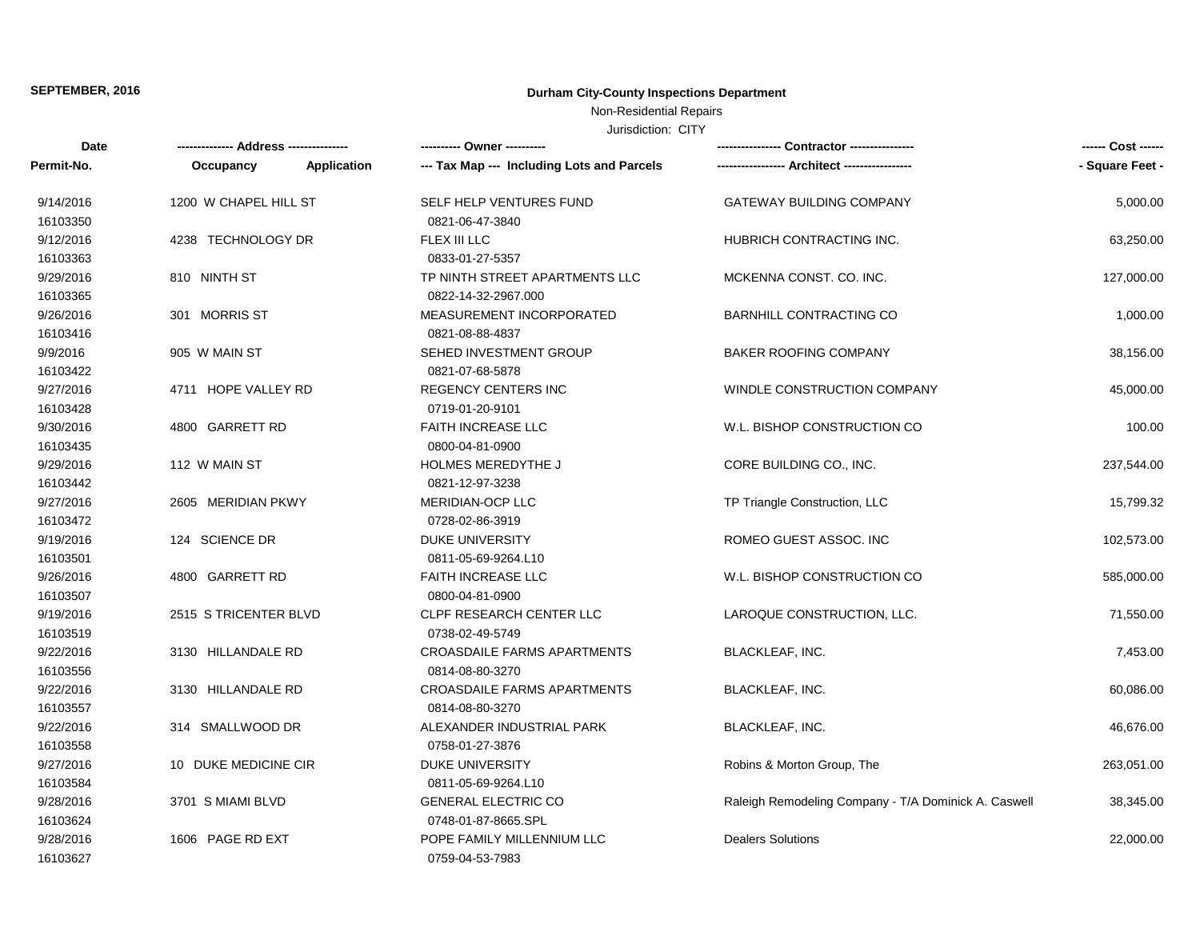**SEPTEMBER, 2016**

**Durham City-County Inspections Department**

Non-Residential Repairs

Jurisdiction: CITY

| Date<br>Permit-No. | -------------- Address --------------<br>Occupancy Application | ---------- Owner ----------<br>--- Tax Map --- Including Lots and Parcels | ---------------- Contractor ----------------<br>----------------- Architect ----------------- | ------ Cost ------<br>- Square Feet - |
|---|---|---|---|---|
| 9/14/2016<br>16103350 | 1200 W CHAPEL HILL ST | SELF HELP VENTURES FUND<br>0821-06-47-3840 | GATEWAY BUILDING COMPANY | 5,000.00 |
| 9/12/2016<br>16103363 | 4238 TECHNOLOGY DR | FLEX III LLC<br>0833-01-27-5357 | HUBRICH CONTRACTING INC. | 63,250.00 |
| 9/29/2016<br>16103365 | 810 NINTH ST | TP NINTH STREET APARTMENTS LLC<br>0822-14-32-2967.000 | MCKENNA CONST. CO. INC. | 127,000.00 |
| 9/26/2016<br>16103416 | 301 MORRIS ST | MEASUREMENT INCORPORATED<br>0821-08-88-4837 | BARNHILL CONTRACTING CO | 1,000.00 |
| 9/9/2016<br>16103422 | 905 W MAIN ST | SEHED INVESTMENT GROUP<br>0821-07-68-5878 | BAKER ROOFING COMPANY | 38,156.00 |
| 9/27/2016<br>16103428 | 4711 HOPE VALLEY RD | REGENCY CENTERS INC<br>0719-01-20-9101 | WINDLE CONSTRUCTION COMPANY | 45,000.00 |
| 9/30/2016<br>16103435 | 4800 GARRETT RD | FAITH INCREASE LLC<br>0800-04-81-0900 | W.L. BISHOP CONSTRUCTION CO | 100.00 |
| 9/29/2016<br>16103442 | 112 W MAIN ST | HOLMES MEREDYTHE J<br>0821-12-97-3238 | CORE BUILDING CO., INC. | 237,544.00 |
| 9/27/2016<br>16103472 | 2605 MERIDIAN PKWY | MERIDIAN-OCP LLC<br>0728-02-86-3919 | TP Triangle Construction, LLC | 15,799.32 |
| 9/19/2016<br>16103501 | 124 SCIENCE DR | DUKE UNIVERSITY<br>0811-05-69-9264.L10 | ROMEO GUEST ASSOC. INC | 102,573.00 |
| 9/26/2016<br>16103507 | 4800 GARRETT RD | FAITH INCREASE LLC<br>0800-04-81-0900 | W.L. BISHOP CONSTRUCTION CO | 585,000.00 |
| 9/19/2016<br>16103519 | 2515 S TRICENTER BLVD | CLPF RESEARCH CENTER LLC<br>0738-02-49-5749 | LAROQUE CONSTRUCTION, LLC. | 71,550.00 |
| 9/22/2016<br>16103556 | 3130 HILLANDALE RD | CROASDAILE FARMS APARTMENTS<br>0814-08-80-3270 | BLACKLEAF, INC. | 7,453.00 |
| 9/22/2016<br>16103557 | 3130 HILLANDALE RD | CROASDAILE FARMS APARTMENTS<br>0814-08-80-3270 | BLACKLEAF, INC. | 60,086.00 |
| 9/22/2016<br>16103558 | 314 SMALLWOOD DR | ALEXANDER INDUSTRIAL PARK<br>0758-01-27-3876 | BLACKLEAF, INC. | 46,676.00 |
| 9/27/2016<br>16103584 | 10 DUKE MEDICINE CIR | DUKE UNIVERSITY<br>0811-05-69-9264.L10 | Robins & Morton Group, The | 263,051.00 |
| 9/28/2016<br>16103624 | 3701 S MIAMI BLVD | GENERAL ELECTRIC CO<br>0748-01-87-8665.SPL | Raleigh Remodeling Company - T/A Dominick A. Caswell | 38,345.00 |
| 9/28/2016<br>16103627 | 1606 PAGE RD EXT | POPE FAMILY MILLENNIUM LLC<br>0759-04-53-7983 | Dealers Solutions | 22,000.00 |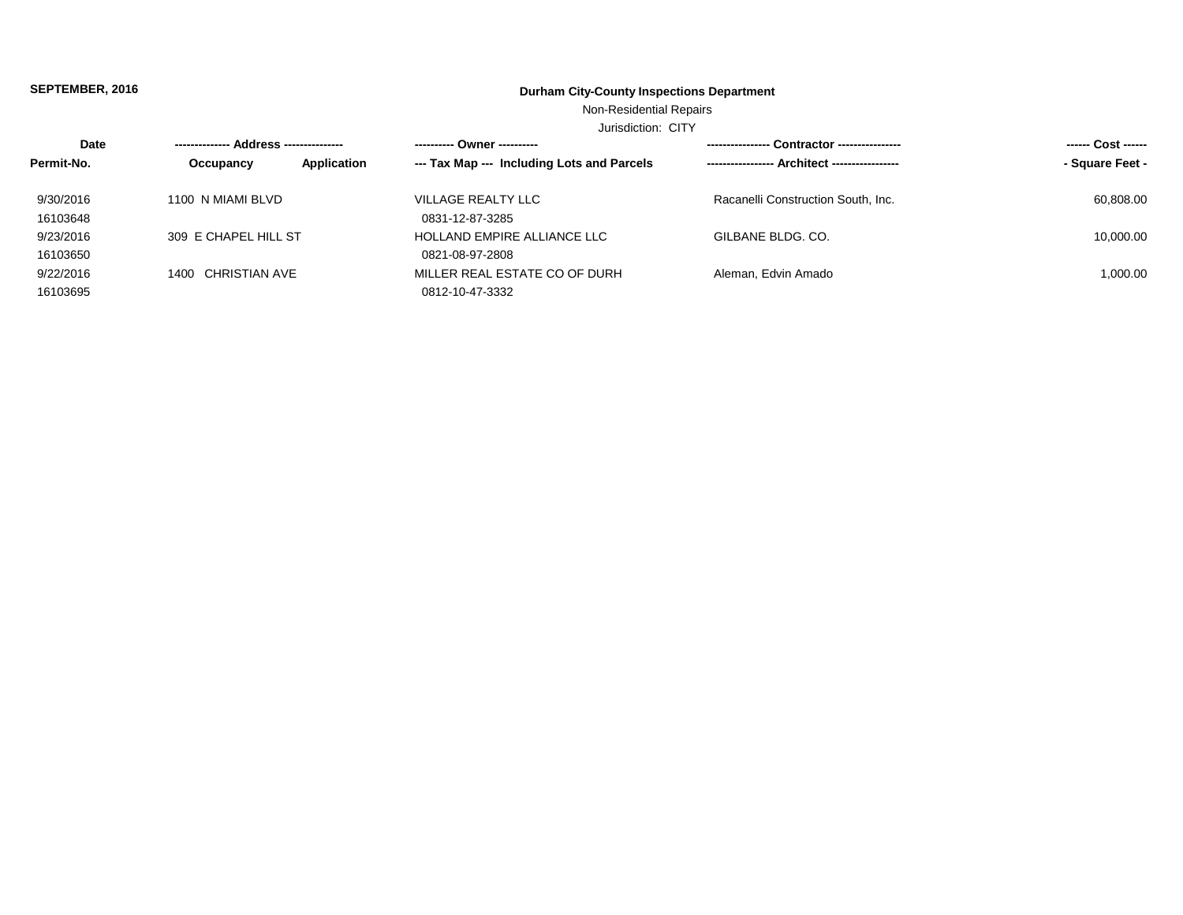SEPTEMBER, 2016

**Durham City-County Inspections Department**

Non-Residential Repairs

Jurisdiction: CITY

| Date<br>Permit-No. | -------------- Address ---------------<br>Occupancy | <br>Application | ---------- Owner ----------<br>--- Tax Map --- Including Lots and Parcels | ---------------- Contractor ----------------<br>----------------- Architect ----------------- | ------ Cost ------<br>- Square Feet - |
|---|---|---|---|---|---|
| 9/30/2016<br>16103648 | 1100 N MIAMI BLVD | | VILLAGE REALTY LLC<br>0831-12-87-3285 | Racanelli Construction South, Inc. | 60,808.00 |
| 9/23/2016<br>16103650 | 309 E CHAPEL HILL ST | | HOLLAND EMPIRE ALLIANCE LLC<br>0821-08-97-2808 | GILBANE BLDG. CO. | 10,000.00 |
| 9/22/2016<br>16103695 | 1400 CHRISTIAN AVE | | MILLER REAL ESTATE CO OF DURH<br>0812-10-47-3332 | Aleman, Edvin Amado | 1,000.00 |